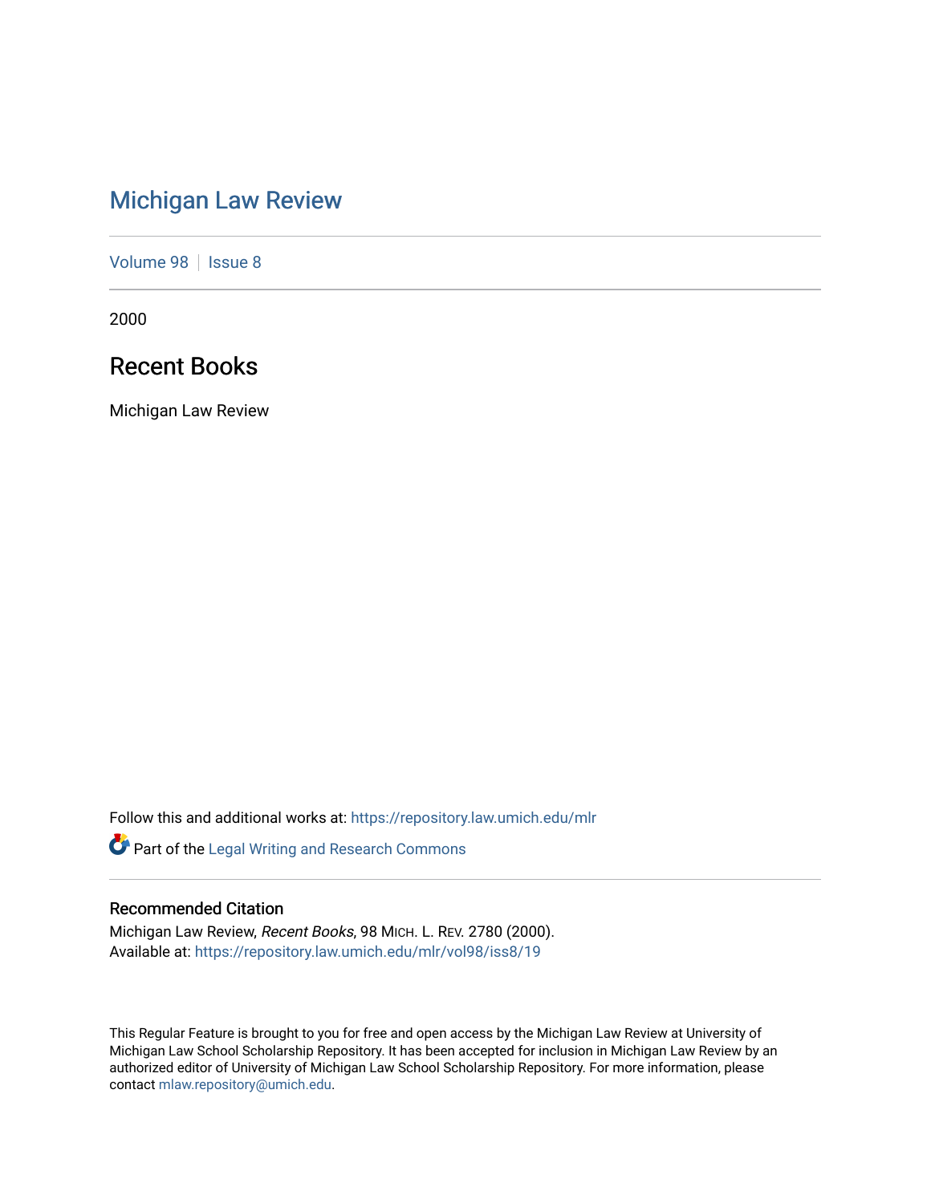# Michigan Law Review

Volume 98 | Issue 8

2000

## Recent Books

Michigan Law Review

Follow this and additional works at: https://repository.law.umich.edu/mlr

Part of the Legal Writing and Research Commons

### Recommended Citation

Michigan Law Review, *Recent Books*, 98 MICH. L. REV. 2780 (2000).
Available at: https://repository.law.umich.edu/mlr/vol98/iss8/19

This Regular Feature is brought to you for free and open access by the Michigan Law Review at University of Michigan Law School Scholarship Repository. It has been accepted for inclusion in Michigan Law Review by an authorized editor of University of Michigan Law School Scholarship Repository. For more information, please contact mlaw.repository@umich.edu.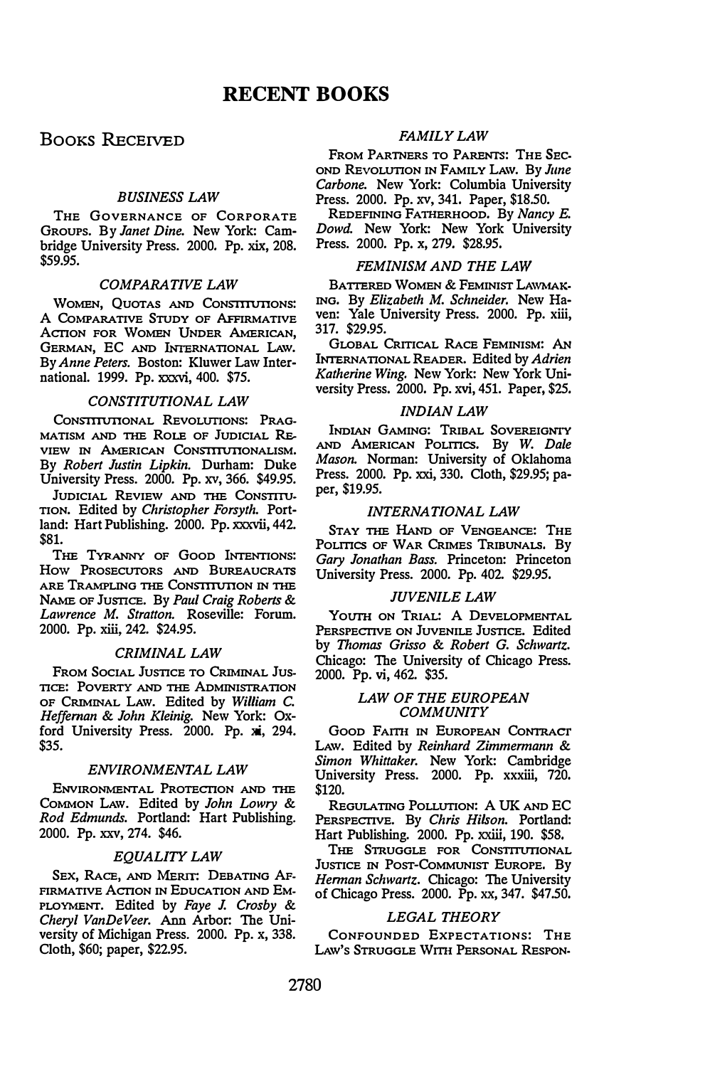# RECENT BOOKS

## BOOKS RECEIVED

### *BUSINESS LAW*

THE GOVERNANCE OF CORPORATE GROUPS. By *Janet Dine*. New York: Cambridge University Press. 2000. Pp. xix, 208. $59.95.

### *COMPARATIVE LAW*

WOMEN, QUOTAS AND CONSTITUTIONS: A COMPARATIVE STUDY OF AFFIRMATIVE ACTION FOR WOMEN UNDER AMERICAN, GERMAN, EC AND INTERNATIONAL LAW. By *Anne Peters*. Boston: Kluwer Law International. 1999. Pp. xxxvi, 400. $75.

### *CONSTITUTIONAL LAW*

CONSTITUTIONAL REVOLUTIONS: PRAGMATISM AND THE ROLE OF JUDICIAL REVIEW IN AMERICAN CONSTITUTIONALISM. By *Robert Justin Lipkin*. Durham: Duke University Press. 2000. Pp. xv, 366. $49.95.

JUDICIAL REVIEW AND THE CONSTITUTION. Edited by *Christopher Forsyth*. Portland: Hart Publishing. 2000. Pp. xxxvii, 442. $81.

THE TYRANNY OF GOOD INTENTIONS: HOW PROSECUTORS AND BUREAUCRATS ARE TRAMPLING THE CONSTITUTION IN THE NAME OF JUSTICE. By *Paul Craig Roberts & Lawrence M. Stratton*. Roseville: Forum. 2000. Pp. xiii, 242. $24.95.

### *CRIMINAL LAW*

FROM SOCIAL JUSTICE TO CRIMINAL JUSTICE: POVERTY AND THE ADMINISTRATION OF CRIMINAL LAW. Edited by *William C. Heffernan & John Kleinig*. New York: Oxford University Press. 2000. Pp. xi, 294. $35.

### *ENVIRONMENTAL LAW*

ENVIRONMENTAL PROTECTION AND THE COMMON LAW. Edited by *John Lowry & Rod Edmunds*. Portland: Hart Publishing. 2000. Pp. xxv, 274. $46.

### *EQUALITY LAW*

SEX, RACE, AND MERIT: DEBATING AFFIRMATIVE ACTION IN EDUCATION AND EMPLOYMENT. Edited by *Faye J. Crosby & Cheryl VanDeVeer*. Ann Arbor: The University of Michigan Press. 2000. Pp. x, 338. Cloth, $60; paper, $22.95.

### *FAMILY LAW*

FROM PARTNERS TO PARENTS: THE SECOND REVOLUTION IN FAMILY LAW. By *June Carbone*. New York: Columbia University Press. 2000. Pp. xv, 341. Paper, $18.50.

REDEFINING FATHERHOOD. By *Nancy E. Dowd*. New York: New York University Press. 2000. Pp. x, 279. $28.95.

### *FEMINISM AND THE LAW*

BATTERED WOMEN & FEMINIST LAWMAKING. By *Elizabeth M. Schneider*. New Haven: Yale University Press. 2000. Pp. xiii, 317. $29.95.

GLOBAL CRITICAL RACE FEMINISM: AN INTERNATIONAL READER. Edited by *Adrien Katherine Wing*. New York: New York University Press. 2000. Pp. xvi, 451. Paper, $25.

### *INDIAN LAW*

INDIAN GAMING: TRIBAL SOVEREIGNTY AND AMERICAN POLITICS. By *W. Dale Mason*. Norman: University of Oklahoma Press. 2000. Pp. xxi, 330. Cloth, $29.95; paper, $19.95.

### *INTERNATIONAL LAW*

STAY THE HAND OF VENGEANCE: THE POLITICS OF WAR CRIMES TRIBUNALS. By *Gary Jonathan Bass*. Princeton: Princeton University Press. 2000. Pp. 402. $29.95.

### *JUVENILE LAW*

YOUTH ON TRIAL: A DEVELOPMENTAL PERSPECTIVE ON JUVENILE JUSTICE. Edited by *Thomas Grisso & Robert G. Schwartz*. Chicago: The University of Chicago Press. 2000. Pp. vi, 462. $35.

### *LAW OF THE EUROPEAN COMMUNITY*

GOOD FAITH IN EUROPEAN CONTRACT LAW. Edited by *Reinhard Zimmermann & Simon Whittaker*. New York: Cambridge University Press. 2000. Pp. xxxiii, 720. $120.

REGULATING POLLUTION: A UK AND EC PERSPECTIVE. By *Chris Hilson*. Portland: Hart Publishing. 2000. Pp. xxiii, 190. $58.

THE STRUGGLE FOR CONSTITUTIONAL JUSTICE IN POST-COMMUNIST EUROPE. By *Herman Schwartz*. Chicago: The University of Chicago Press. 2000. Pp. xx, 347. $47.50.

### *LEGAL THEORY*

CONFOUNDED EXPECTATIONS: THE LAW'S STRUGGLE WITH PERSONAL RESPON-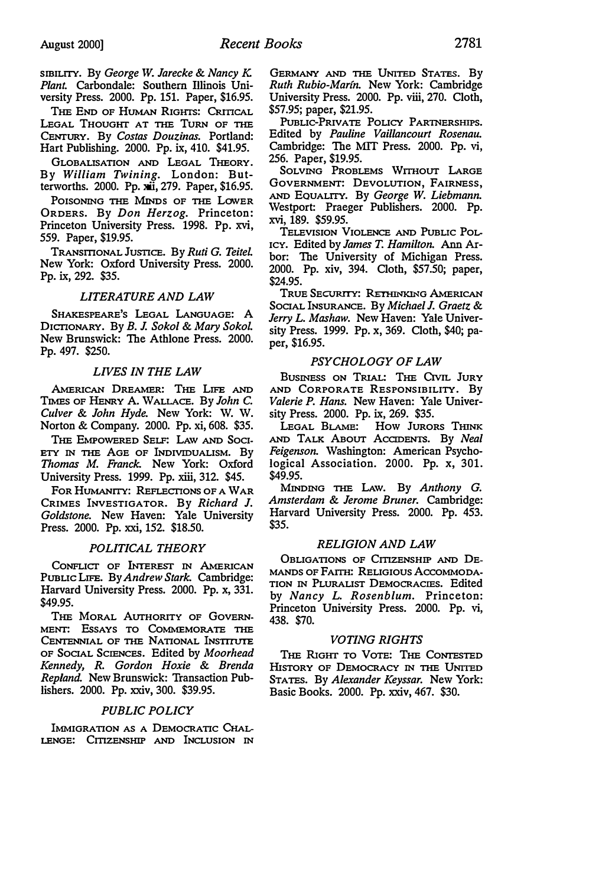SIBILITY. By *George W. Jarecke & Nancy K. Plant.* Carbondale: Southern Illinois University Press. 2000. Pp. 151. Paper, $16.95.

THE END OF HUMAN RIGHTS: CRITICAL LEGAL THOUGHT AT THE TURN OF THE CENTURY. By *Costas Douzinas.* Portland: Hart Publishing. 2000. Pp. ix, 410. $41.95.

GLOBALISATION AND LEGAL THEORY. By *William Twining.* London: Butterworths. 2000. Pp. xii, 279. Paper, $16.95.

POISONING THE MINDS OF THE LOWER ORDERS. By *Don Herzog.* Princeton: Princeton University Press. 1998. Pp. xvi, 559. Paper, $19.95.

TRANSITIONAL JUSTICE. By *Ruti G. Teitel.* New York: Oxford University Press. 2000. Pp. ix, 292. $35.

### *LITERATURE AND LAW*

SHAKESPEARE'S LEGAL LANGUAGE: A DICTIONARY. By *B. J. Sokol & Mary Sokol.* New Brunswick: The Athlone Press. 2000. Pp. 497. $250.

### *LIVES IN THE LAW*

AMERICAN DREAMER: THE LIFE AND TIMES OF HENRY A. WALLACE. By *John C. Culver & John Hyde.* New York: W. W. Norton & Company. 2000. Pp. xi, 608. $35.

THE EMPOWERED SELF: LAW AND SOCIETY IN THE AGE OF INDIVIDUALISM. By *Thomas M. Franck.* New York: Oxford University Press. 1999. Pp. xiii, 312. $45.

FOR HUMANITY: REFLECTIONS OF A WAR CRIMES INVESTIGATOR. By *Richard J. Goldstone.* New Haven: Yale University Press. 2000. Pp. xxi, 152. $18.50.

### *POLITICAL THEORY*

CONFLICT OF INTEREST IN AMERICAN PUBLIC LIFE. By *Andrew Stark.* Cambridge: Harvard University Press. 2000. Pp. x, 331. $49.95.

THE MORAL AUTHORITY OF GOVERNMENT: ESSAYS TO COMMEMORATE THE CENTENNIAL OF THE NATIONAL INSTITUTE OF SOCIAL SCIENCES. Edited by *Moorhead Kennedy, R. Gordon Hoxie & Brenda Repland.* New Brunswick: Transaction Publishers. 2000. Pp. xxiv, 300. $39.95.

### *PUBLIC POLICY*

IMMIGRATION AS A DEMOCRATIC CHALLENGE: CITIZENSHIP AND INCLUSION IN GERMANY AND THE UNITED STATES. By *Ruth Rubio-Marín.* New York: Cambridge University Press. 2000. Pp. viii, 270. Cloth, $57.95; paper, $21.95.

PUBLIC-PRIVATE POLICY PARTNERSHIPS. Edited by *Pauline Vaillancourt Rosenau.* Cambridge: The MIT Press. 2000. Pp. vi, 256. Paper, $19.95.

SOLVING PROBLEMS WITHOUT LARGE GOVERNMENT: DEVOLUTION, FAIRNESS, AND EQUALITY. By *George W. Liebmann.* Westport: Praeger Publishers. 2000. Pp. xvi, 189. $59.95.

TELEVISION VIOLENCE AND PUBLIC POLICY. Edited by *James T. Hamilton.* Ann Arbor: The University of Michigan Press. 2000. Pp. xiv, 394. Cloth, $57.50; paper, $24.95.

TRUE SECURITY: RETHINKING AMERICAN SOCIAL INSURANCE. By *Michael J. Graetz & Jerry L. Mashaw.* New Haven: Yale University Press. 1999. Pp. x, 369. Cloth, $40; paper, $16.95.

### *PSYCHOLOGY OF LAW*

BUSINESS ON TRIAL: THE CIVIL JURY AND CORPORATE RESPONSIBILITY. By *Valerie P. Hans.* New Haven: Yale University Press. 2000. Pp. ix, 269. $35.

LEGAL BLAME: HOW JURORS THINK AND TALK ABOUT ACCIDENTS. By *Neal Feigenson.* Washington: American Psychological Association. 2000. Pp. x, 301. $49.95.

MINDING THE LAW. By *Anthony G. Amsterdam & Jerome Bruner.* Cambridge: Harvard University Press. 2000. Pp. 453. $35.

### *RELIGION AND LAW*

OBLIGATIONS OF CITIZENSHIP AND DEMANDS OF FAITH: RELIGIOUS ACCOMMODATION IN PLURALIST DEMOCRACIES. Edited by *Nancy L. Rosenblum.* Princeton: Princeton University Press. 2000. Pp. vi, 438. $70.

### *VOTING RIGHTS*

THE RIGHT TO VOTE: THE CONTESTED HISTORY OF DEMOCRACY IN THE UNITED STATES. By *Alexander Keyssar.* New York: Basic Books. 2000. Pp. xxiv, 467. $30.